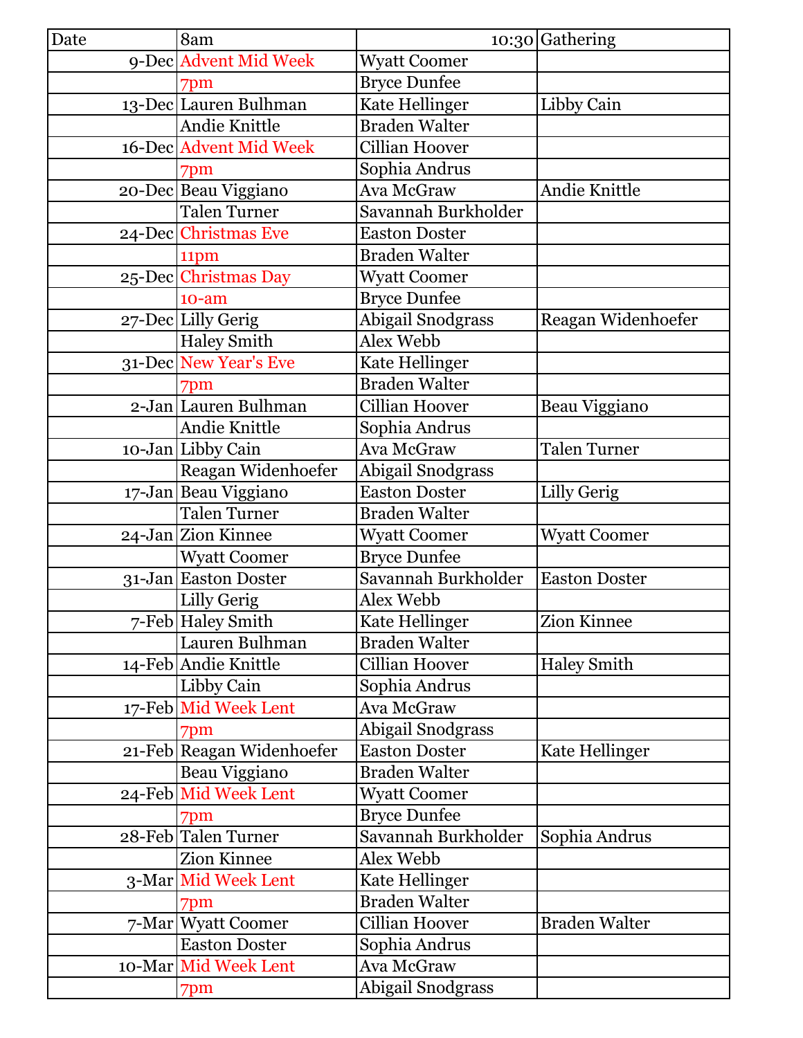| Date | 8am | 10:30 | Gathering |
|---|---|---|---|
| 9-Dec | Advent Mid Week | Wyatt Coomer | |
| | 7pm | Bryce Dunfee | |
| 13-Dec | Lauren Bulhman | Kate Hellinger | Libby Cain |
| | Andie Knittle | Braden Walter | |
| 16-Dec | Advent Mid Week | Cillian Hoover | |
| | 7pm | Sophia Andrus | |
| 20-Dec | Beau Viggiano | Ava McGraw | Andie Knittle |
| | Talen Turner | Savannah Burkholder | |
| 24-Dec | Christmas Eve | Easton Doster | |
| | 11pm | Braden Walter | |
| 25-Dec | Christmas Day | Wyatt Coomer | |
| | 10-am | Bryce Dunfee | |
| 27-Dec | Lilly Gerig | Abigail Snodgrass | Reagan Widenhoefer |
| | Haley Smith | Alex Webb | |
| 31-Dec | New Year's Eve | Kate Hellinger | |
| | 7pm | Braden Walter | |
| 2-Jan | Lauren Bulhman | Cillian Hoover | Beau Viggiano |
| | Andie Knittle | Sophia Andrus | |
| 10-Jan | Libby Cain | Ava McGraw | Talen Turner |
| | Reagan Widenhoefer | Abigail Snodgrass | |
| 17-Jan | Beau Viggiano | Easton Doster | Lilly Gerig |
| | Talen Turner | Braden Walter | |
| 24-Jan | Zion Kinnee | Wyatt Coomer | Wyatt Coomer |
| | Wyatt Coomer | Bryce Dunfee | |
| 31-Jan | Easton Doster | Savannah Burkholder | Easton Doster |
| | Lilly Gerig | Alex Webb | |
| 7-Feb | Haley Smith | Kate Hellinger | Zion Kinnee |
| | Lauren Bulhman | Braden Walter | |
| 14-Feb | Andie Knittle | Cillian Hoover | Haley Smith |
| | Libby Cain | Sophia Andrus | |
| 17-Feb | Mid Week Lent | Ava McGraw | |
| | 7pm | Abigail Snodgrass | |
| 21-Feb | Reagan Widenhoefer | Easton Doster | Kate Hellinger |
| | Beau Viggiano | Braden Walter | |
| 24-Feb | Mid Week Lent | Wyatt Coomer | |
| | 7pm | Bryce Dunfee | |
| 28-Feb | Talen Turner | Savannah Burkholder | Sophia Andrus |
| | Zion Kinnee | Alex Webb | |
| 3-Mar | Mid Week Lent | Kate Hellinger | |
| | 7pm | Braden Walter | |
| 7-Mar | Wyatt Coomer | Cillian Hoover | Braden Walter |
| | Easton Doster | Sophia Andrus | |
| 10-Mar | Mid Week Lent | Ava McGraw | |
| | 7pm | Abigail Snodgrass | |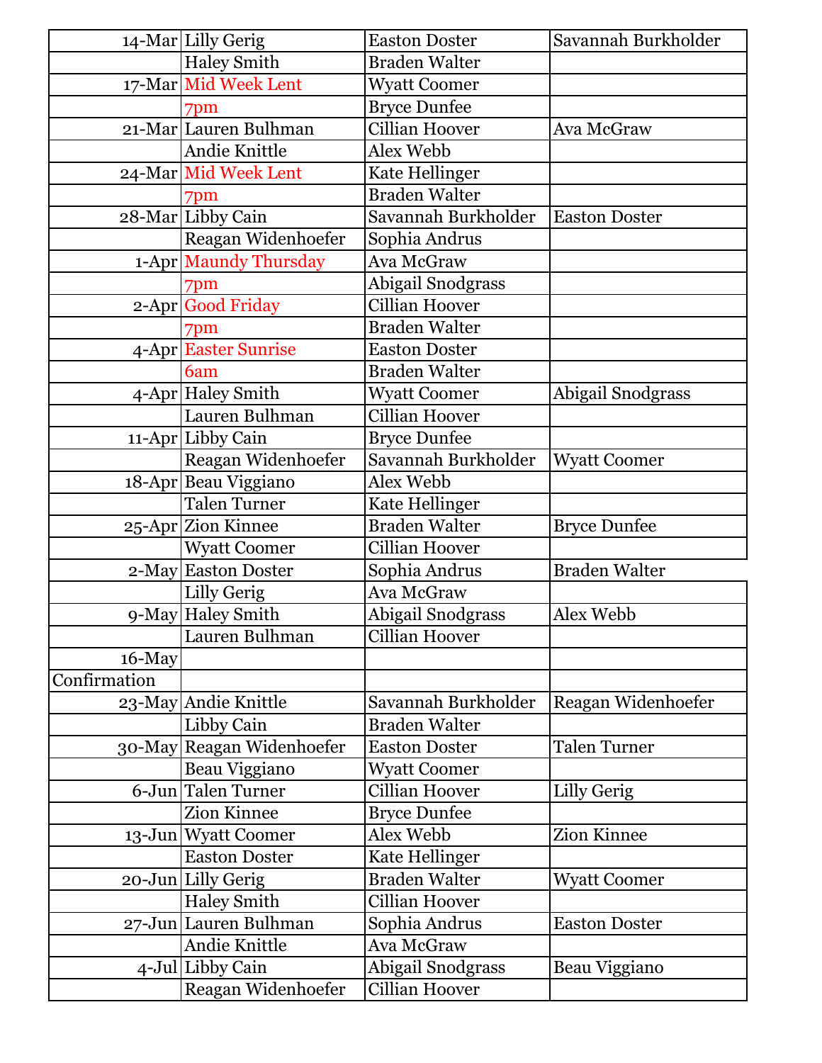| | | | |
|---|---|---|---|
| 14-Mar | Lilly Gerig | Easton Doster | Savannah Burkholder |
| | Haley Smith | Braden Walter | |
| 17-Mar | Mid Week Lent | Wyatt Coomer | |
| | 7pm | Bryce Dunfee | |
| 21-Mar | Lauren Bulhman | Cillian Hoover | Ava McGraw |
| | Andie Knittle | Alex Webb | |
| 24-Mar | Mid Week Lent | Kate Hellinger | |
| | 7pm | Braden Walter | |
| 28-Mar | Libby Cain | Savannah Burkholder | Easton Doster |
| | Reagan Widenhoefer | Sophia Andrus | |
| 1-Apr | Maundy Thursday | Ava McGraw | |
| | 7pm | Abigail Snodgrass | |
| 2-Apr | Good Friday | Cillian Hoover | |
| | 7pm | Braden Walter | |
| 4-Apr | Easter Sunrise | Easton Doster | |
| | 6am | Braden Walter | |
| 4-Apr | Haley Smith | Wyatt Coomer | Abigail Snodgrass |
| | Lauren Bulhman | Cillian Hoover | |
| 11-Apr | Libby Cain | Bryce Dunfee | |
| | Reagan Widenhoefer | Savannah Burkholder | Wyatt Coomer |
| 18-Apr | Beau Viggiano | Alex Webb | |
| | Talen Turner | Kate Hellinger | |
| 25-Apr | Zion Kinnee | Braden Walter | Bryce Dunfee |
| | Wyatt Coomer | Cillian Hoover | |
| 2-May | Easton Doster | Sophia Andrus | Braden Walter |
| | Lilly Gerig | Ava McGraw | |
| 9-May | Haley Smith | Abigail Snodgrass | Alex Webb |
| | Lauren Bulhman | Cillian Hoover | |
| 16-May | | | |
| Confirmation | | | |
| 23-May | Andie Knittle | Savannah Burkholder | Reagan Widenhoefer |
| | Libby Cain | Braden Walter | |
| 30-May | Reagan Widenhoefer | Easton Doster | Talen Turner |
| | Beau Viggiano | Wyatt Coomer | |
| 6-Jun | Talen Turner | Cillian Hoover | Lilly Gerig |
| | Zion Kinnee | Bryce Dunfee | |
| 13-Jun | Wyatt Coomer | Alex Webb | Zion Kinnee |
| | Easton Doster | Kate Hellinger | |
| 20-Jun | Lilly Gerig | Braden Walter | Wyatt Coomer |
| | Haley Smith | Cillian Hoover | |
| 27-Jun | Lauren Bulhman | Sophia Andrus | Easton Doster |
| | Andie Knittle | Ava McGraw | |
| 4-Jul | Libby Cain | Abigail Snodgrass | Beau Viggiano |
| | Reagan Widenhoefer | Cillian Hoover | |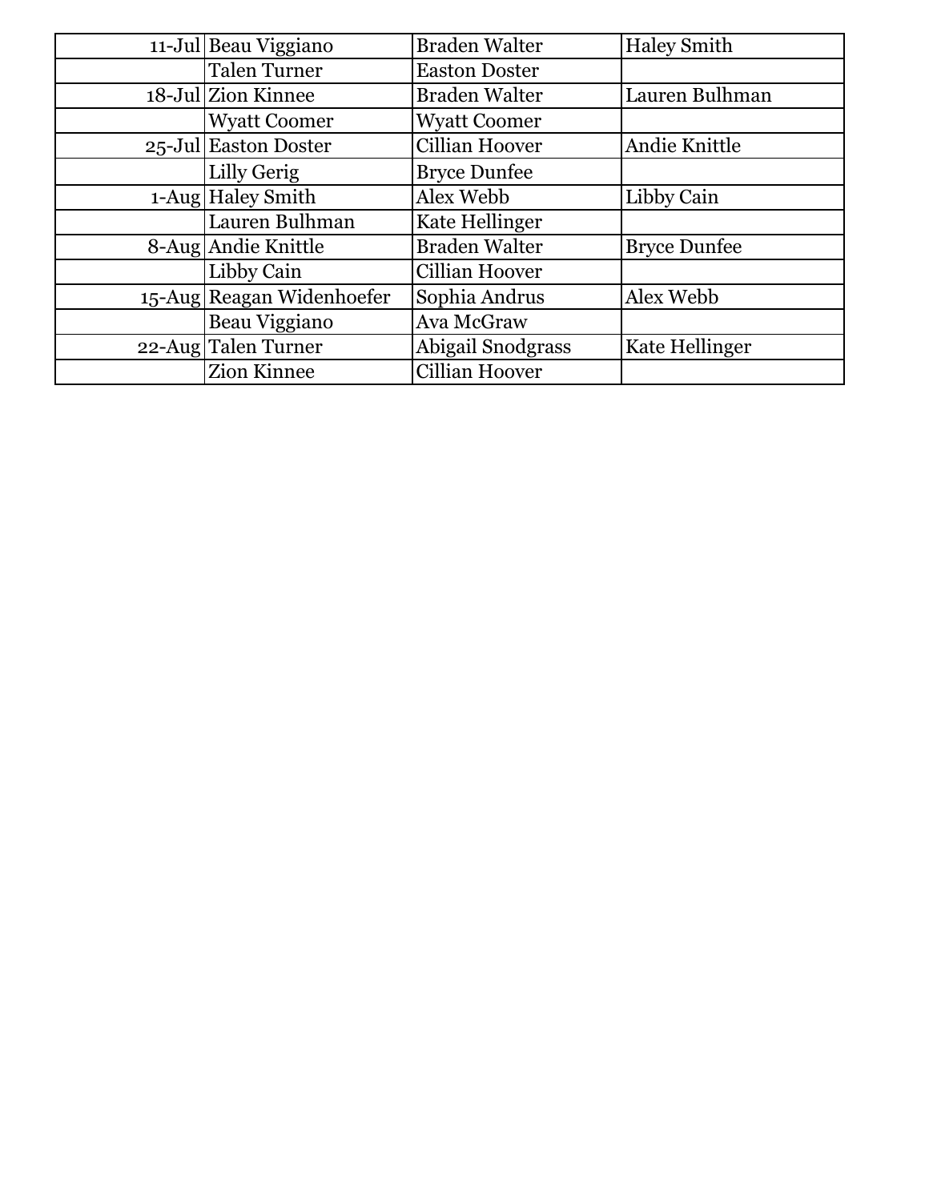| | | | |
|---|---|---|---|
| 11-Jul | Beau Viggiano | Braden Walter | Haley Smith |
| | Talen Turner | Easton Doster | |
| 18-Jul | Zion Kinnee | Braden Walter | Lauren Bulhman |
| | Wyatt Coomer | Wyatt Coomer | |
| 25-Jul | Easton Doster | Cillian Hoover | Andie Knittle |
| | Lilly Gerig | Bryce Dunfee | |
| 1-Aug | Haley Smith | Alex Webb | Libby Cain |
| | Lauren Bulhman | Kate Hellinger | |
| 8-Aug | Andie Knittle | Braden Walter | Bryce Dunfee |
| | Libby Cain | Cillian Hoover | |
| 15-Aug | Reagan Widenhoefer | Sophia Andrus | Alex Webb |
| | Beau Viggiano | Ava McGraw | |
| 22-Aug | Talen Turner | Abigail Snodgrass | Kate Hellinger |
| | Zion Kinnee | Cillian Hoover | |